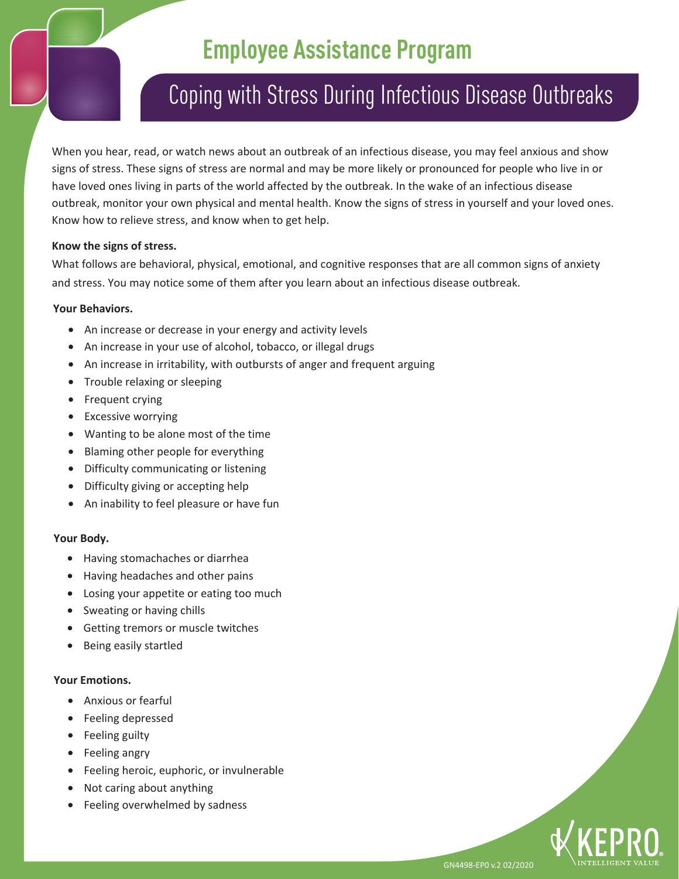# Employee Assistance Program

## Coping with Stress During Infectious Disease Outbreaks

When you hear, read, or watch news about an outbreak of an infectious disease, you may feel anxious and show signs of stress. These signs of stress are normal and may be more likely or pronounced for people who live in or have loved ones living in parts of the world affected by the outbreak. In the wake of an infectious disease outbreak, monitor your own physical and mental health. Know the signs of stress in yourself and your loved ones. Know how to relieve stress, and know when to get help.

**Know the signs of stress.**

What follows are behavioral, physical, emotional, and cognitive responses that are all common signs of anxiety and stress. You may notice some of them after you learn about an infectious disease outbreak.

**Your Behaviors.**

- An increase or decrease in your energy and activity levels
- An increase in your use of alcohol, tobacco, or illegal drugs
- An increase in irritability, with outbursts of anger and frequent arguing
- Trouble relaxing or sleeping
- Frequent crying
- Excessive worrying
- Wanting to be alone most of the time
- Blaming other people for everything
- Difficulty communicating or listening
- Difficulty giving or accepting help
- An inability to feel pleasure or have fun

**Your Body.**

- Having stomachaches or diarrhea
- Having headaches and other pains
- Losing your appetite or eating too much
- Sweating or having chills
- Getting tremors or muscle twitches
- Being easily startled

**Your Emotions.**

- Anxious or fearful
- Feeling depressed
- Feeling guilty
- Feeling angry
- Feeling heroic, euphoric, or invulnerable
- Not caring about anything
- Feeling overwhelmed by sadness

GN4498-EP0 v.2 02/2020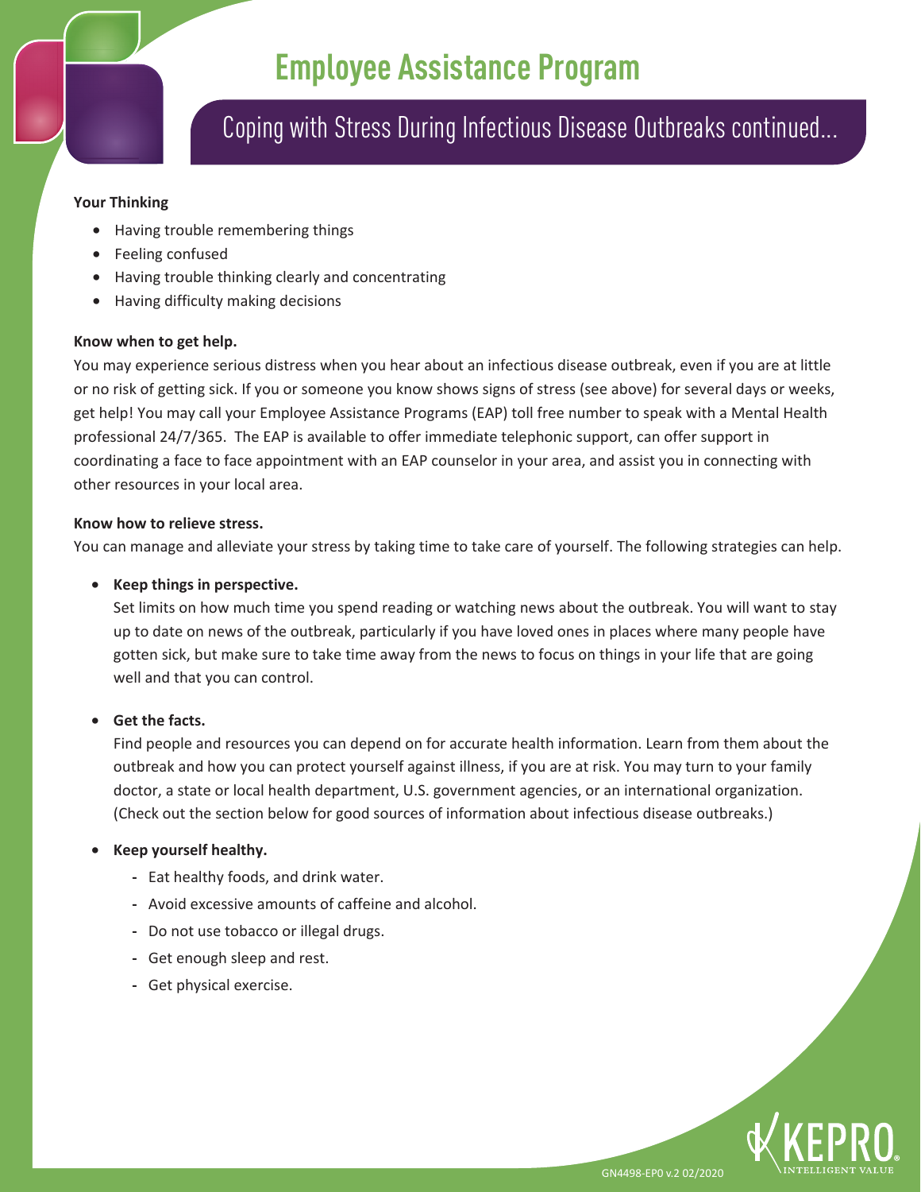# Employee Assistance Program

## Coping with Stress During Infectious Disease Outbreaks continued...

**Your Thinking**

- Having trouble remembering things
- Feeling confused
- Having trouble thinking clearly and concentrating
- Having difficulty making decisions

**Know when to get help.**

You may experience serious distress when you hear about an infectious disease outbreak, even if you are at little or no risk of getting sick. If you or someone you know shows signs of stress (see above) for several days or weeks, get help! You may call your Employee Assistance Programs (EAP) toll free number to speak with a Mental Health professional 24/7/365. The EAP is available to offer immediate telephonic support, can offer support in coordinating a face to face appointment with an EAP counselor in your area, and assist you in connecting with other resources in your local area.

**Know how to relieve stress.**

You can manage and alleviate your stress by taking time to take care of yourself. The following strategies can help.

- **Keep things in perspective.**
  Set limits on how much time you spend reading or watching news about the outbreak. You will want to stay up to date on news of the outbreak, particularly if you have loved ones in places where many people have gotten sick, but make sure to take time away from the news to focus on things in your life that are going well and that you can control.

- **Get the facts.**
  Find people and resources you can depend on for accurate health information. Learn from them about the outbreak and how you can protect yourself against illness, if you are at risk. You may turn to your family doctor, a state or local health department, U.S. government agencies, or an international organization. (Check out the section below for good sources of information about infectious disease outbreaks.)

- **Keep yourself healthy.**
  - Eat healthy foods, and drink water.
  - Avoid excessive amounts of caffeine and alcohol.
  - Do not use tobacco or illegal drugs.
  - Get enough sleep and rest.
  - Get physical exercise.

GN4498-EP0 v.2 02/2020

KEPRO INTELLIGENT VALUE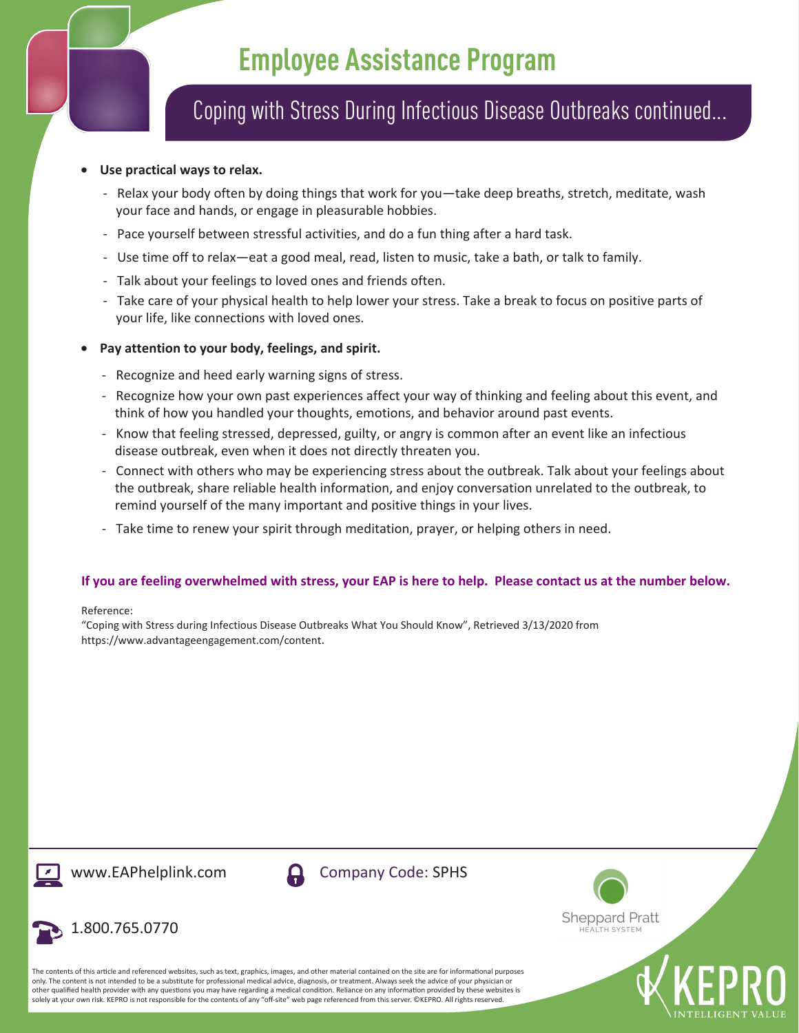# Employee Assistance Program

## Coping with Stress During Infectious Disease Outbreaks continued...

- **Use practical ways to relax.**
  - Relax your body often by doing things that work for you—take deep breaths, stretch, meditate, wash your face and hands, or engage in pleasurable hobbies.
  - Pace yourself between stressful activities, and do a fun thing after a hard task.
  - Use time off to relax—eat a good meal, read, listen to music, take a bath, or talk to family.
  - Talk about your feelings to loved ones and friends often.
  - Take care of your physical health to help lower your stress. Take a break to focus on positive parts of your life, like connections with loved ones.
- **Pay attention to your body, feelings, and spirit.**
  - Recognize and heed early warning signs of stress.
  - Recognize how your own past experiences affect your way of thinking and feeling about this event, and think of how you handled your thoughts, emotions, and behavior around past events.
  - Know that feeling stressed, depressed, guilty, or angry is common after an event like an infectious disease outbreak, even when it does not directly threaten you.
  - Connect with others who may be experiencing stress about the outbreak. Talk about your feelings about the outbreak, share reliable health information, and enjoy conversation unrelated to the outbreak, to remind yourself of the many important and positive things in your lives.
  - Take time to renew your spirit through meditation, prayer, or helping others in need.

**If you are feeling overwhelmed with stress, your EAP is here to help. Please contact us at the number below.**

Reference:
"Coping with Stress during Infectious Disease Outbreaks What You Should Know", Retrieved 3/13/2020 from https://www.advantageengagement.com/content.

www.EAPhelplink.com

Company Code: SPHS

1.800.765.0770

Sheppard Pratt
HEALTH SYSTEM

The contents of this article and referenced websites, such as text, graphics, images, and other material contained on the site are for informational purposes only. The content is not intended to be a substitute for professional medical advice, diagnosis, or treatment. Always seek the advice of your physician or other qualified health provider with any questions you may have regarding a medical condition. Reliance on any information provided by these websites is solely at your own risk. KEPRO is not responsible for the contents of any "off-site" web page referenced from this server. ©KEPRO. All rights reserved.

KEPRO
INTELLIGENT VALUE